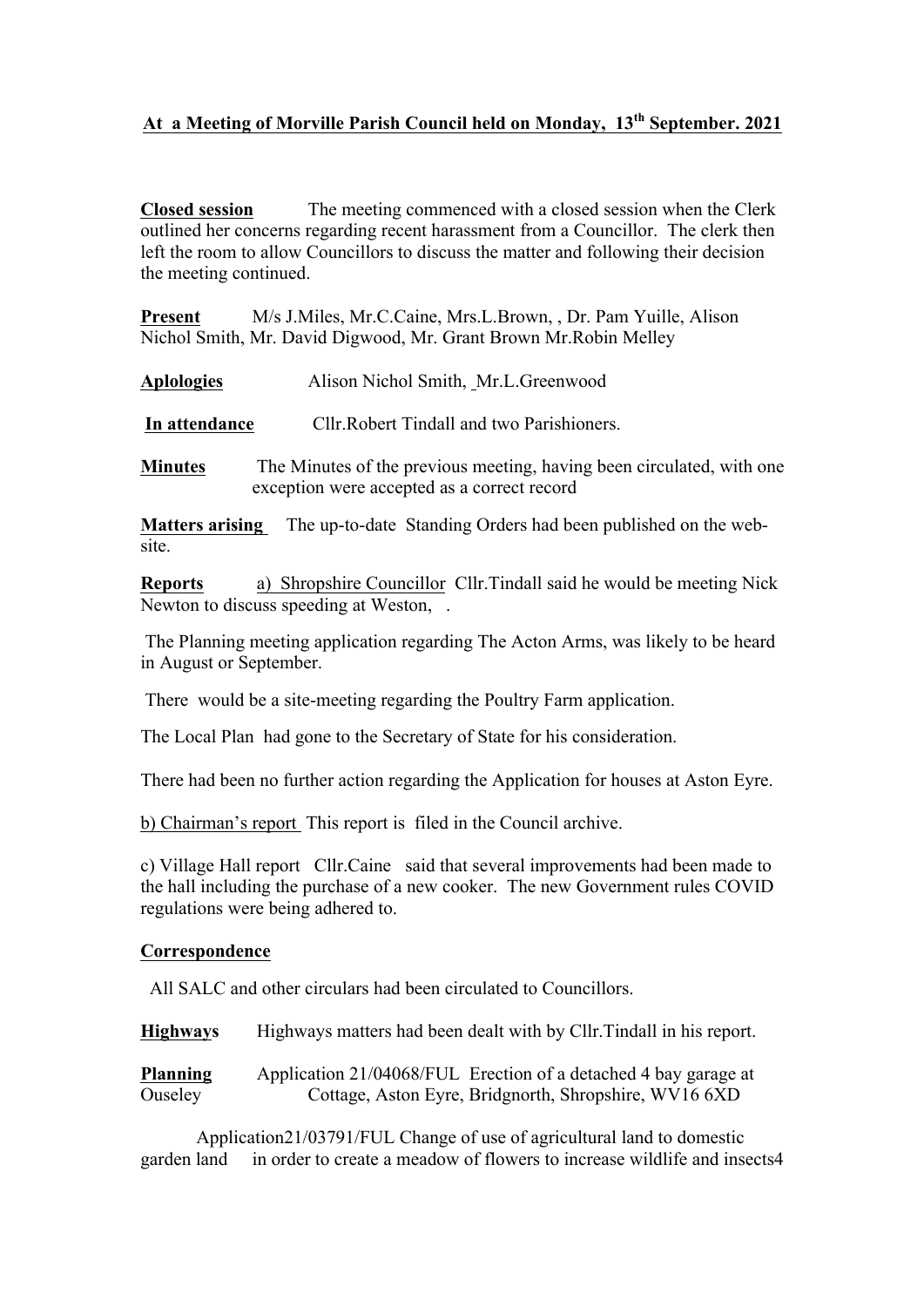# At a Meeting of Morville Parish Council held on Monday, 13th September. 2021

**Closed session** The meeting commenced with a closed session when the Clerk outlined her concerns regarding recent harassment from a Councillor. The clerk then left the room to allow Councillors to discuss the matter and following their decision the meeting continued.

**Present** M/s J.Miles, Mr.C.Caine, Mrs.L.Brown, , Dr. Pam Yuille, Alison Nichol Smith, Mr. David Digwood, Mr. Grant Brown Mr.Robin Melley

**Aplologies** Alison Nichol Smith, Mr.L.Greenwood

**In attendance** Cllr.Robert Tindall and two Parishioners.

**Minutes** The Minutes of the previous meeting, having been circulated, with one exception were accepted as a correct record

**Matters arising** The up-to-date Standing Orders had been published on the web-site.

**Reports** a) Shropshire Councillor Cllr.Tindall said he would be meeting Nick Newton to discuss speeding at Weston, .

The Planning meeting application regarding The Acton Arms, was likely to be heard in August or September.

There would be a site-meeting regarding the Poultry Farm application.

The Local Plan had gone to the Secretary of State for his consideration.

There had been no further action regarding the Application for houses at Aston Eyre.

b) Chairman's report This report is filed in the Council archive.

c) Village Hall report Cllr.Caine said that several improvements had been made to the hall including the purchase of a new cooker. The new Government rules COVID regulations were being adhered to.

**Correspondence**

All SALC and other circulars had been circulated to Councillors.

**Highways** Highways matters had been dealt with by Cllr.Tindall in his report.

**Planning** Application 21/04068/FUL Erection of a detached 4 bay garage at Ouseley Cottage, Aston Eyre, Bridgnorth, Shropshire, WV16 6XD

Application21/03791/FUL Change of use of agricultural land to domestic garden land in order to create a meadow of flowers to increase wildlife and insects4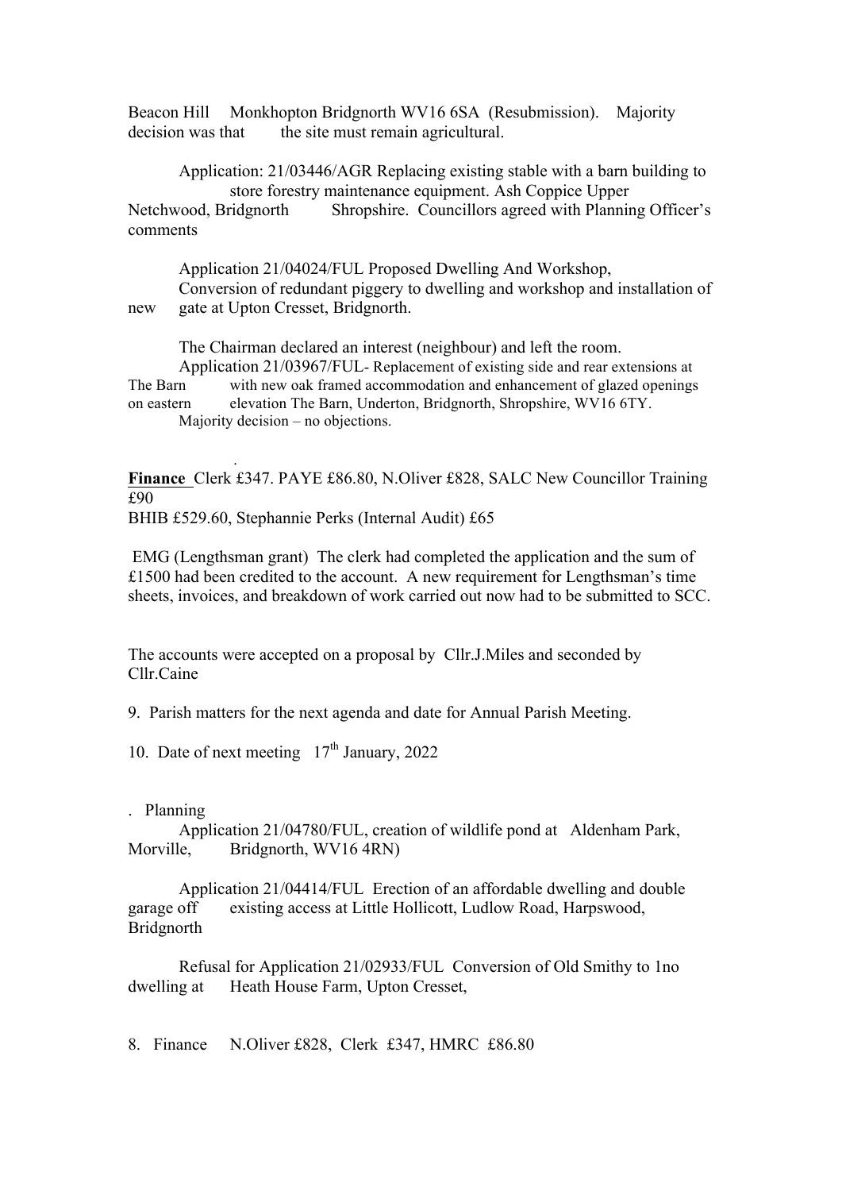Beacon Hill Monkhopton Bridgnorth WV16 6SA (Resubmission). Majority decision was that the site must remain agricultural.

Application: 21/03446/AGR Replacing existing stable with a barn building to store forestry maintenance equipment. Ash Coppice Upper Netchwood, Bridgnorth Shropshire. Councillors agreed with Planning Officer's comments

Application 21/04024/FUL Proposed Dwelling And Workshop, Conversion of redundant piggery to dwelling and workshop and installation of new gate at Upton Cresset, Bridgnorth.

The Chairman declared an interest (neighbour) and left the room.
Application 21/03967/FUL- Replacement of existing side and rear extensions at The Barn with new oak framed accommodation and enhancement of glazed openings on eastern elevation The Barn, Underton, Bridgnorth, Shropshire, WV16 6TY.
Majority decision – no objections.

.

**Finance** Clerk £347. PAYE £86.80, N.Oliver £828, SALC New Councillor Training £90
BHIB £529.60, Stephannie Perks (Internal Audit) £65

EMG (Lengthsman grant) The clerk had completed the application and the sum of £1500 had been credited to the account. A new requirement for Lengthsman's time sheets, invoices, and breakdown of work carried out now had to be submitted to SCC.

The accounts were accepted on a proposal by Cllr.J.Miles and seconded by Cllr.Caine

9. Parish matters for the next agenda and date for Annual Parish Meeting.

10. Date of next meeting 17th January, 2022

. Planning

Application 21/04780/FUL, creation of wildlife pond at Aldenham Park, Morville, Bridgnorth, WV16 4RN)

Application 21/04414/FUL Erection of an affordable dwelling and double garage off existing access at Little Hollicott, Ludlow Road, Harpswood, Bridgnorth

Refusal for Application 21/02933/FUL Conversion of Old Smithy to 1no dwelling at Heath House Farm, Upton Cresset,

8. Finance N.Oliver £828, Clerk £347, HMRC £86.80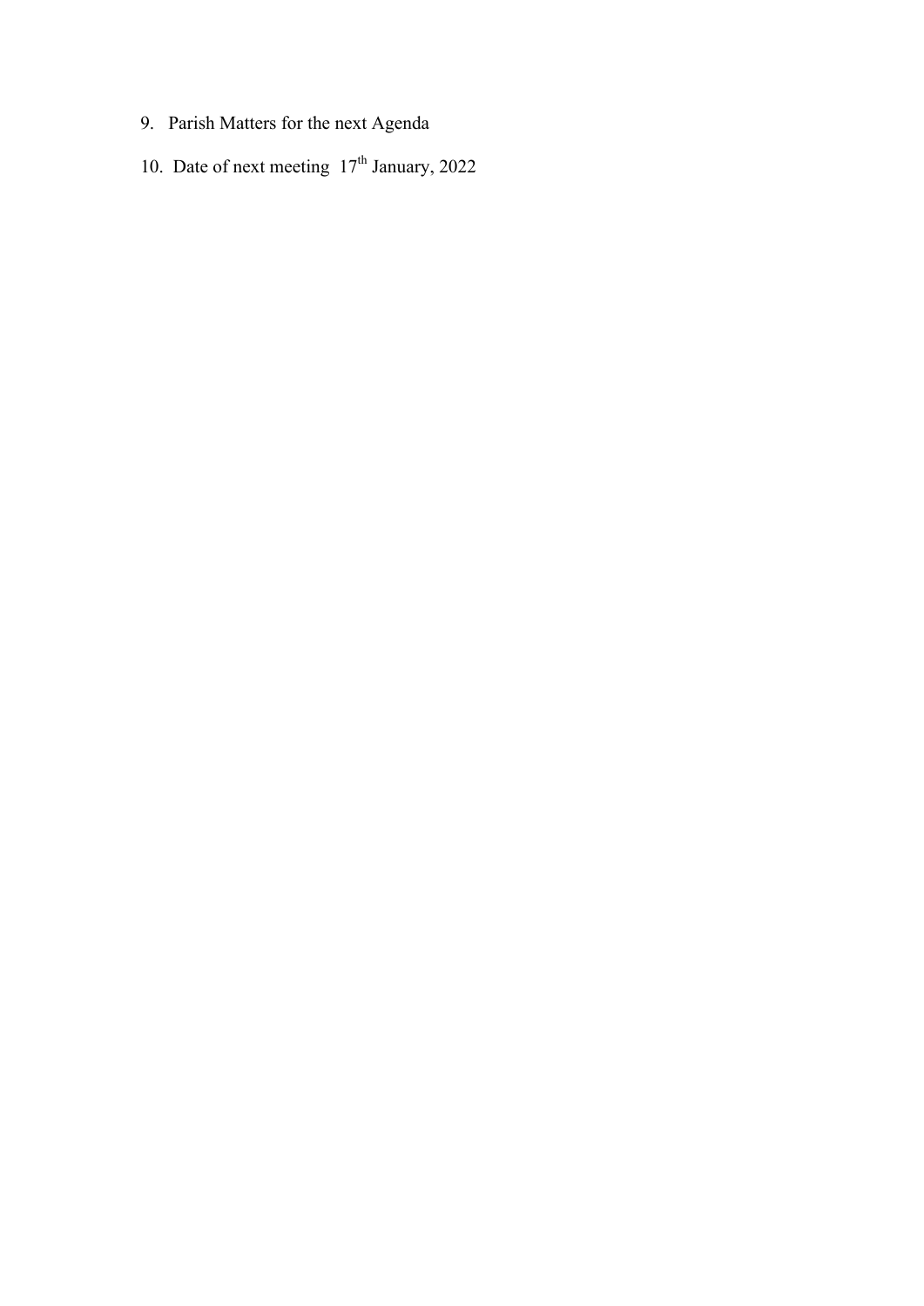9. Parish Matters for the next Agenda

10. Date of next meeting 17th January, 2022